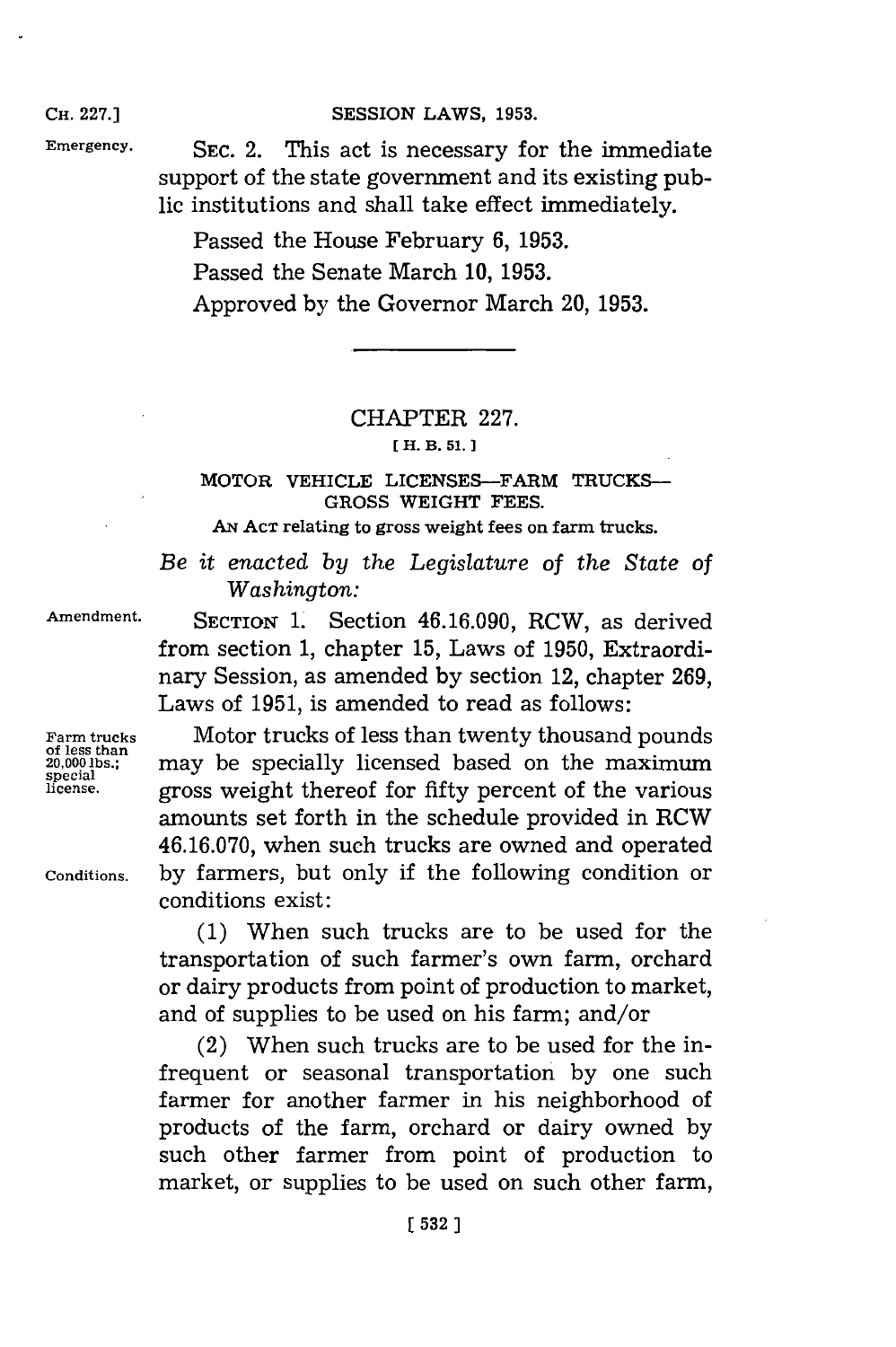Emergency.

SEC. 2. This act is necessary for the immediate support of the state government and its existing public institutions and shall take effect immediately.

Passed the House February 6, 1953.

Passed the Senate March 10, 1953.

Approved by the Governor March 20, 1953.

---

## CHAPTER 227.

**[ H. B. 51. ]**

### MOTOR VEHICLE LICENSES—FARM TRUCKS—GROSS WEIGHT FEES.

AN ACT relating to gross weight fees on farm trucks.

*Be it enacted by the Legislature of the State of Washington:*

Amendment.

SECTION 1. Section 46.16.090, RCW, as derived from section 1, chapter 15, Laws of 1950, Extraordinary Session, as amended by section 12, chapter 269, Laws of 1951, is amended to read as follows:

Farm trucks of less than 20,000 lbs.; special license.

Motor trucks of less than twenty thousand pounds may be specially licensed based on the maximum gross weight thereof for fifty percent of the various amounts set forth in the schedule provided in RCW 46.16.070, when such trucks are owned and operated by farmers, but only if the following condition or conditions exist:

Conditions.

(1) When such trucks are to be used for the transportation of such farmer's own farm, orchard or dairy products from point of production to market, and of supplies to be used on his farm; and/or

(2) When such trucks are to be used for the infrequent or seasonal transportation by one such farmer for another farmer in his neighborhood of products of the farm, orchard or dairy owned by such other farmer from point of production to market, or supplies to be used on such other farm,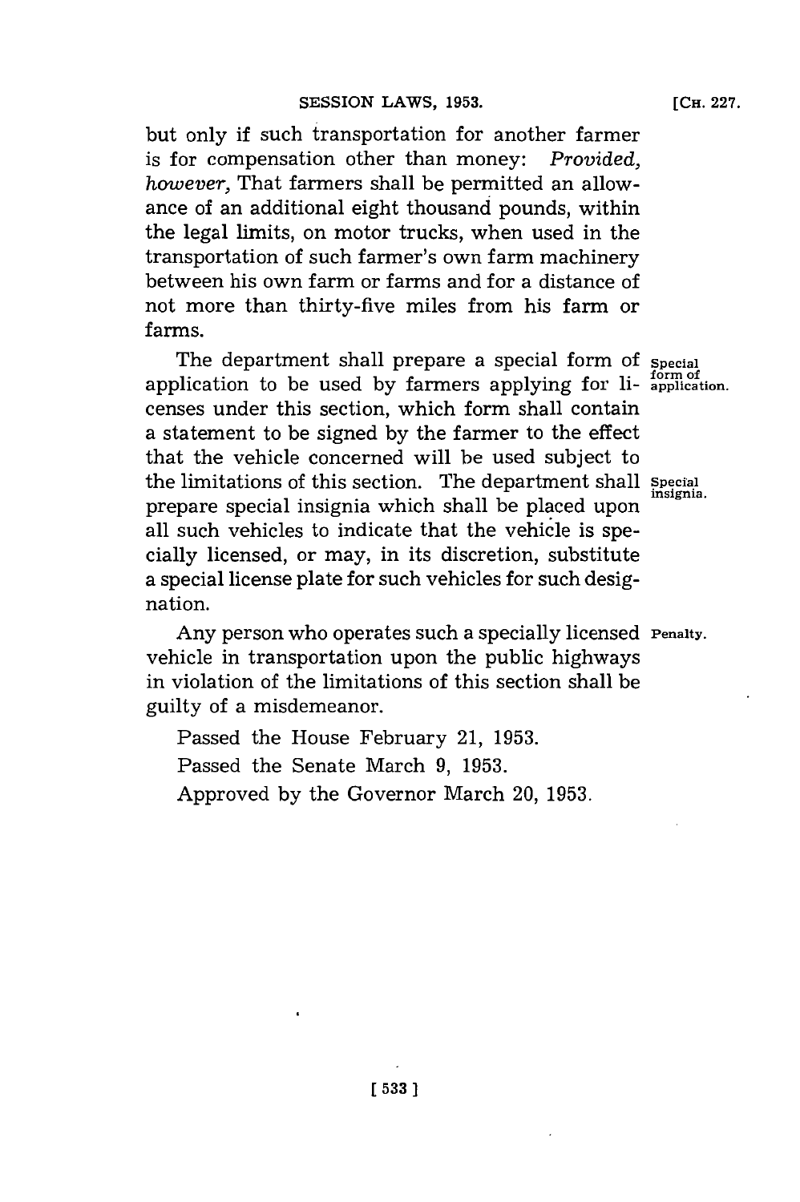but only if such transportation for another farmer is for compensation other than money: *Provided, however,* That farmers shall be permitted an allowance of an additional eight thousand pounds, within the legal limits, on motor trucks, when used in the transportation of such farmer's own farm machinery between his own farm or farms and for a distance of not more than thirty-five miles from his farm or farms.

**Special form of application.** The department shall prepare a special form of application to be used by farmers applying for licenses under this section, which form shall contain a statement to be signed by the farmer to the effect that the vehicle concerned will be used subject to the limitations of this section. **Special insignia.** The department shall prepare special insignia which shall be placed upon all such vehicles to indicate that the vehicle is specially licensed, or may, in its discretion, substitute a special license plate for such vehicles for such designation.

**Penalty.** Any person who operates such a specially licensed vehicle in transportation upon the public highways in violation of the limitations of this section shall be guilty of a misdemeanor.

Passed the House February 21, 1953.

Passed the Senate March 9, 1953.

Approved by the Governor March 20, 1953.